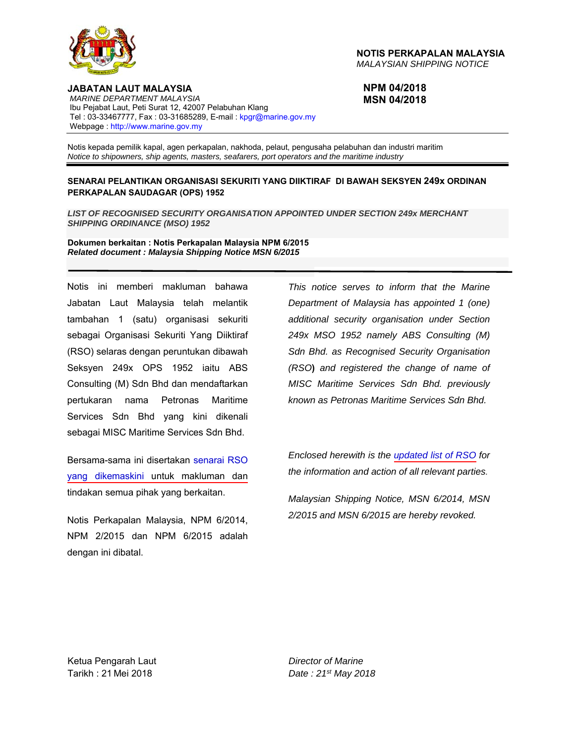**NOTIS PERKAPALAN MALAYSIA**
*MALAYSIAN SHIPPING NOTICE*

**JABATAN LAUT MALAYSIA**
*MARINE DEPARTMENT MALAYSIA*
Ibu Pejabat Laut, Peti Surat 12, 42007 Pelabuhan Klang
Tel : 03-33467777, Fax : 03-31685289, E-mail : kpgr@marine.gov.my
Webpage : http://www.marine.gov.my

**NPM 04/2018**
**MSN 04/2018**

Notis kepada pemilik kapal, agen perkapalan, nakhoda, pelaut, pengusaha pelabuhan dan industri maritim
*Notice to shipowners, ship agents, masters, seafarers, port operators and the maritime industry*

## SENARAI PELANTIKAN ORGANISASI SEKURITI YANG DIIKTIRAF DI BAWAH SEKSYEN 249x ORDINAN PERKAPALAN SAUDAGAR (OPS) 1952

***LIST OF RECOGNISED SECURITY ORGANISATION APPOINTED UNDER SECTION 249x MERCHANT SHIPPING ORDINANCE (MSO) 1952***

**Dokumen berkaitan : Notis Perkapalan Malaysia NPM 6/2015**
***Related document : Malaysia Shipping Notice MSN 6/2015***

Notis ini memberi makluman bahawa Jabatan Laut Malaysia telah melantik tambahan 1 (satu) organisasi sekuriti sebagai Organisasi Sekuriti Yang Diiktiraf (RSO) selaras dengan peruntukan dibawah Seksyen 249x OPS 1952 iaitu ABS Consulting (M) Sdn Bhd dan mendaftarkan pertukaran nama Petronas Maritime Services Sdn Bhd yang kini dikenali sebagai MISC Maritime Services Sdn Bhd.

Bersama-sama ini disertakan senarai RSO yang dikemaskini untuk makluman dan tindakan semua pihak yang berkaitan.

Notis Perkapalan Malaysia, NPM 6/2014, NPM 2/2015 dan NPM 6/2015 adalah dengan ini dibatal.

*This notice serves to inform that the Marine Department of Malaysia has appointed 1 (one) additional security organisation under Section 249x MSO 1952 namely ABS Consulting (M) Sdn Bhd. as Recognised Security Organisation (RSO) and registered the change of name of MISC Maritime Services Sdn Bhd. previously known as Petronas Maritime Services Sdn Bhd.*

*Enclosed herewith is the updated list of RSO for the information and action of all relevant parties.*

*Malaysian Shipping Notice, MSN 6/2014, MSN 2/2015 and MSN 6/2015 are hereby revoked.*

Ketua Pengarah Laut
Tarikh : 21 Mei 2018

*Director of Marine*
*Date : 21st May 2018*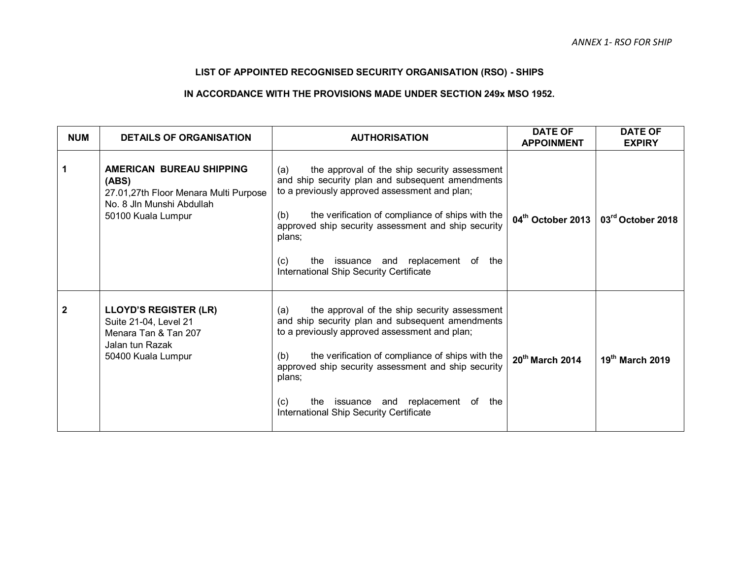*ANNEX 1- RSO FOR SHIP*

**LIST OF APPOINTED RECOGNISED SECURITY ORGANISATION (RSO) - SHIPS**

**IN ACCORDANCE WITH THE PROVISIONS MADE UNDER SECTION 249x MSO 1952.**

| NUM | DETAILS OF ORGANISATION | AUTHORISATION | DATE OF APPOINMENT | DATE OF EXPIRY |
|---|---|---|---|---|
| **1** | **AMERICAN BUREAU SHIPPING (ABS)**<br>27.01,27th Floor Menara Multi Purpose<br>No. 8 Jln Munshi Abdullah<br>50100 Kuala Lumpur | (a) the approval of the ship security assessment and ship security plan and subsequent amendments to a previously approved assessment and plan;<br><br>(b) the verification of compliance of ships with the approved ship security assessment and ship security plans;<br><br>(c) the issuance and replacement of the International Ship Security Certificate | **04th October 2013** | **03rd October 2018** |
| **2** | **LLOYD'S REGISTER (LR)**<br>Suite 21-04, Level 21<br>Menara Tan & Tan 207<br>Jalan tun Razak<br>50400 Kuala Lumpur | (a) the approval of the ship security assessment and ship security plan and subsequent amendments to a previously approved assessment and plan;<br><br>(b) the verification of compliance of ships with the approved ship security assessment and ship security plans;<br><br>(c) the issuance and replacement of the International Ship Security Certificate | **20th March 2014** | **19th March 2019** |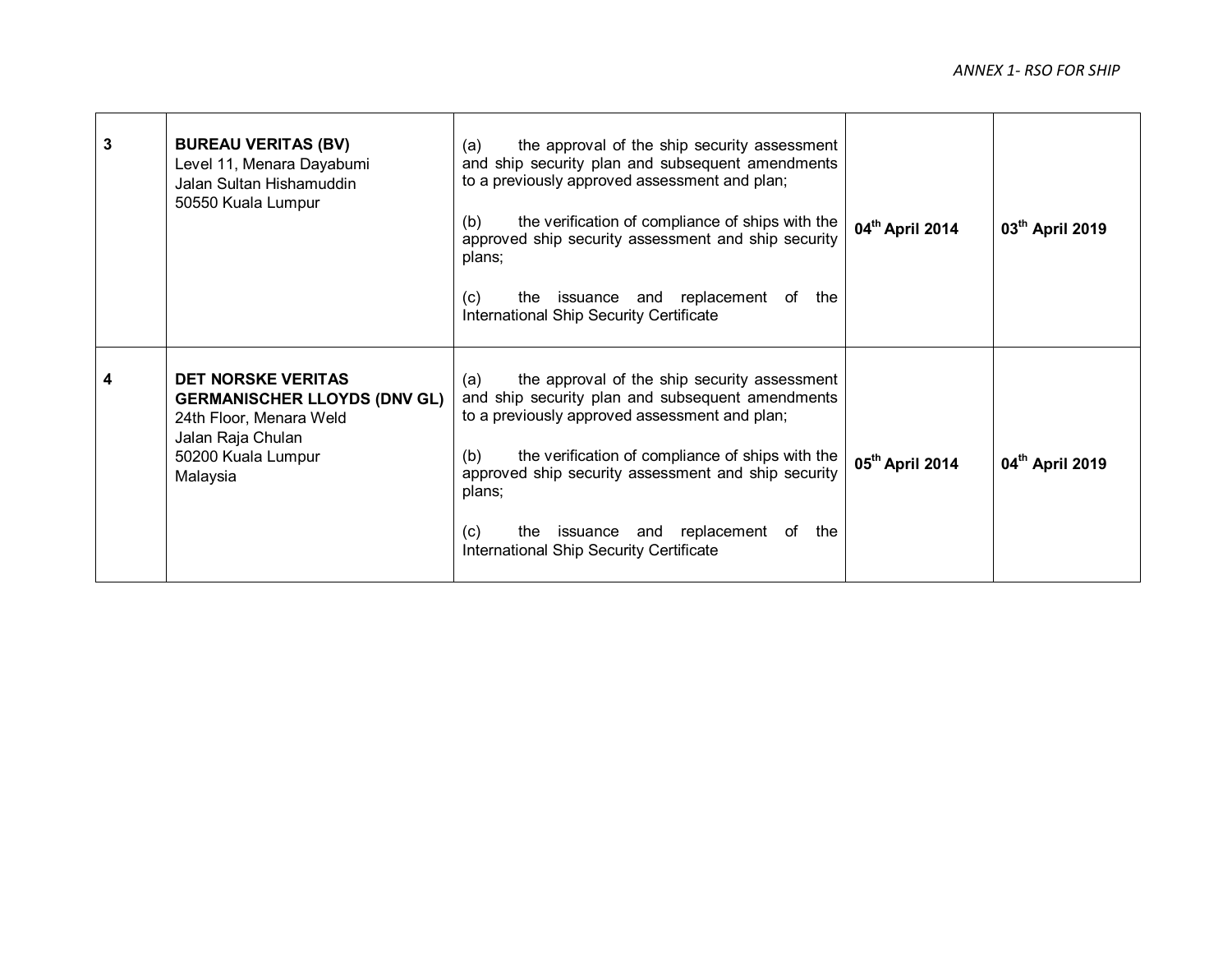| 3 | **BUREAU VERITAS (BV)**<br>Level 11, Menara Dayabumi<br>Jalan Sultan Hishamuddin<br>50550 Kuala Lumpur | (a) the approval of the ship security assessment and ship security plan and subsequent amendments to a previously approved assessment and plan;<br><br>(b) the verification of compliance of ships with the approved ship security assessment and ship security plans;<br><br>(c) the issuance and replacement of the International Ship Security Certificate | **04th April 2014** | **03th April 2019** |
|---|---|---|---|---|
| 4 | **DET NORSKE VERITAS GERMANISCHER LLOYDS (DNV GL)**<br>24th Floor, Menara Weld<br>Jalan Raja Chulan<br>50200 Kuala Lumpur<br>Malaysia | (a) the approval of the ship security assessment and ship security plan and subsequent amendments to a previously approved assessment and plan;<br><br>(b) the verification of compliance of ships with the approved ship security assessment and ship security plans;<br><br>(c) the issuance and replacement of the International Ship Security Certificate | **05th April 2014** | **04th April 2019** |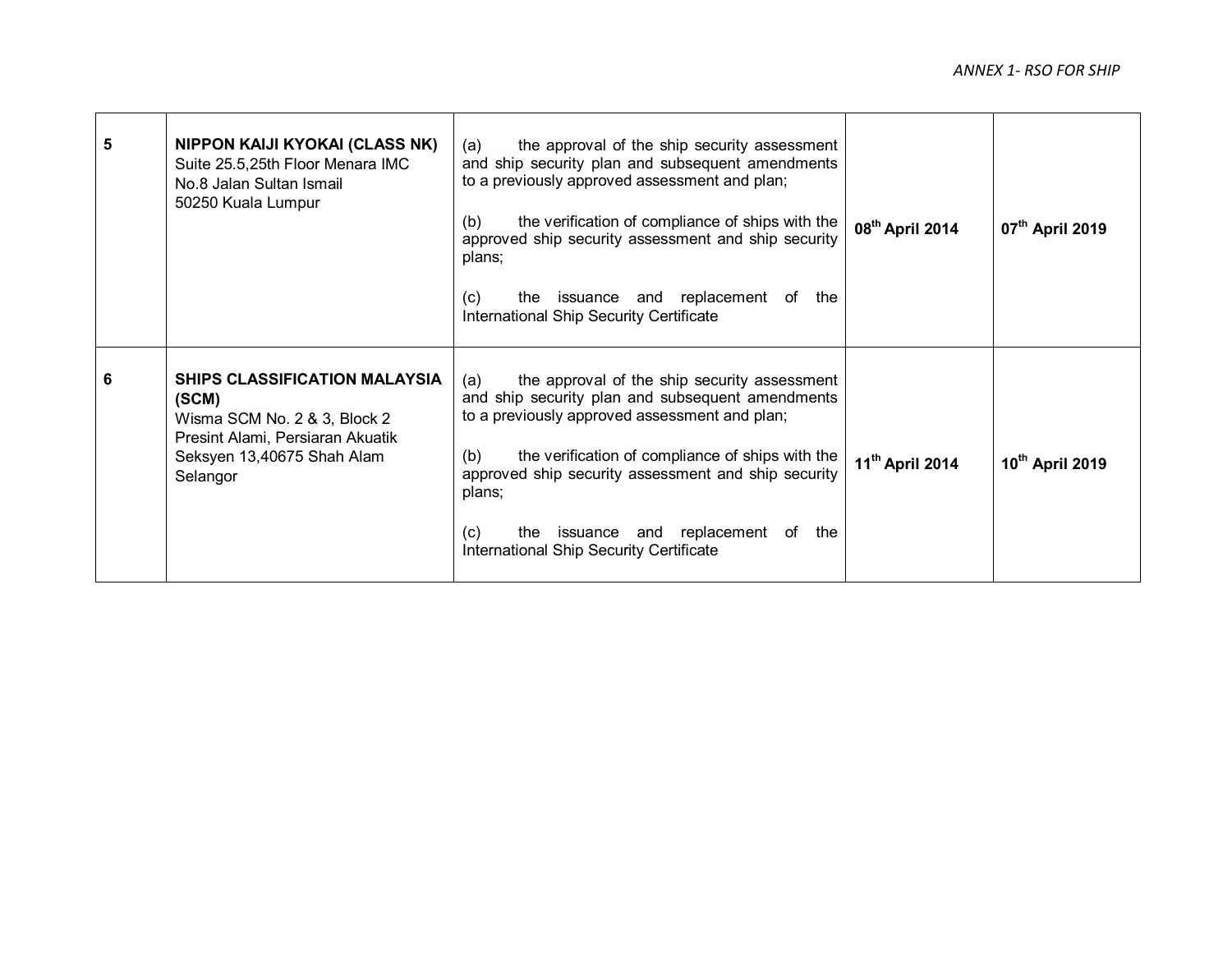| 5 | **NIPPON KAIJI KYOKAI (CLASS NK)** Suite 25.5,25th Floor Menara IMC No.8 Jalan Sultan Ismail 50250 Kuala Lumpur | (a) the approval of the ship security assessment and ship security plan and subsequent amendments to a previously approved assessment and plan; (b) the verification of compliance of ships with the approved ship security assessment and ship security plans; (c) the issuance and replacement of the International Ship Security Certificate | **08th April 2014** | **07th April 2019** |
|---|---|---|---|---|
| 6 | **SHIPS CLASSIFICATION MALAYSIA (SCM)** Wisma SCM No. 2 & 3, Block 2 Presint Alami, Persiaran Akuatik Seksyen 13,40675 Shah Alam Selangor | (a) the approval of the ship security assessment and ship security plan and subsequent amendments to a previously approved assessment and plan; (b) the verification of compliance of ships with the approved ship security assessment and ship security plans; (c) the issuance and replacement of the International Ship Security Certificate | **11th April 2014** | **10th April 2019** |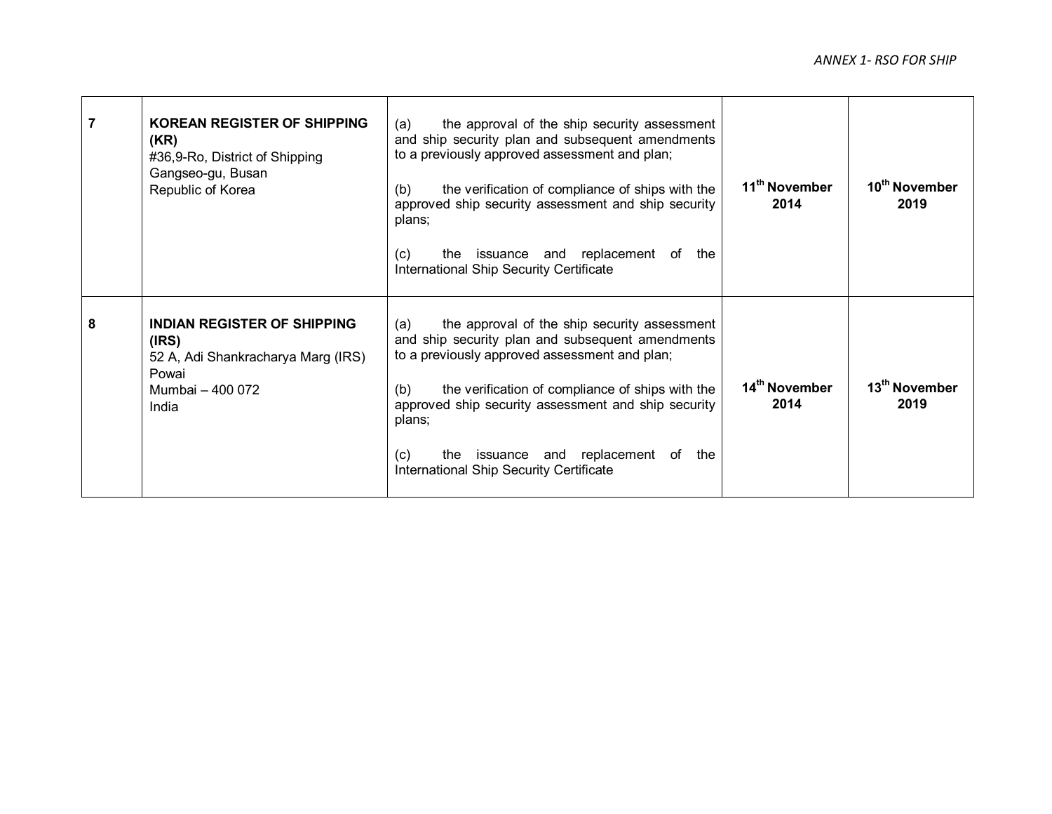| | | | | |
|---|---|---|---|---|
| **7** | **KOREAN REGISTER OF SHIPPING (KR)**<br>#36,9-Ro, District of Shipping<br>Gangseo-gu, Busan<br>Republic of Korea | (a) the approval of the ship security assessment and ship security plan and subsequent amendments to a previously approved assessment and plan;<br><br>(b) the verification of compliance of ships with the approved ship security assessment and ship security plans;<br><br>(c) the issuance and replacement of the International Ship Security Certificate | **11th November 2014** | **10th November 2019** |
| **8** | **INDIAN REGISTER OF SHIPPING (IRS)**<br>52 A, Adi Shankracharya Marg (IRS)<br>Powai<br>Mumbai – 400 072<br>India | (a) the approval of the ship security assessment and ship security plan and subsequent amendments to a previously approved assessment and plan;<br><br>(b) the verification of compliance of ships with the approved ship security assessment and ship security plans;<br><br>(c) the issuance and replacement of the International Ship Security Certificate | **14th November 2014** | **13th November 2019** |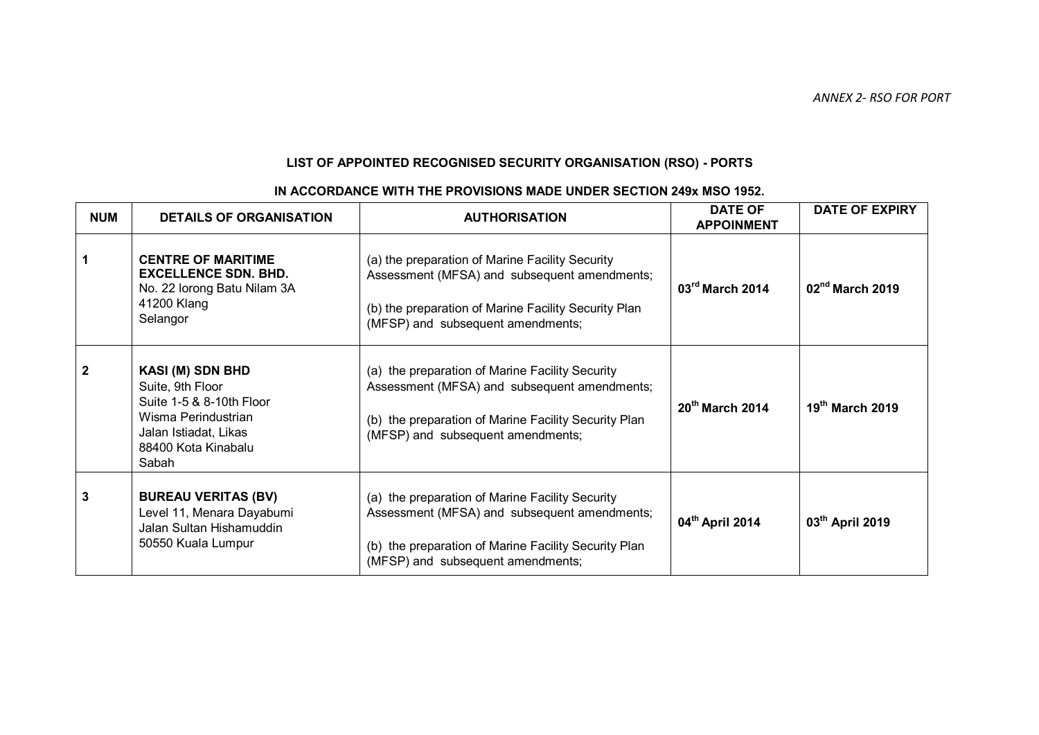*ANNEX 2- RSO FOR PORT*

**LIST OF APPOINTED RECOGNISED SECURITY ORGANISATION (RSO) - PORTS**

**IN ACCORDANCE WITH THE PROVISIONS MADE UNDER SECTION 249x MSO 1952.**

| NUM | DETAILS OF ORGANISATION | AUTHORISATION | DATE OF APPOINMENT | DATE OF EXPIRY |
|---|---|---|---|---|
| **1** | **CENTRE OF MARITIME EXCELLENCE SDN. BHD.**<br>No. 22 lorong Batu Nilam 3A<br>41200 Klang<br>Selangor | (a) the preparation of Marine Facility Security Assessment (MFSA) and subsequent amendments;<br><br>(b) the preparation of Marine Facility Security Plan (MFSP) and subsequent amendments; | **03rd March 2014** | **02nd March 2019** |
| **2** | **KASI (M) SDN BHD**<br>Suite, 9th Floor<br>Suite 1-5 & 8-10th Floor<br>Wisma Perindustrian<br>Jalan Istiadat, Likas<br>88400 Kota Kinabalu<br>Sabah | (a) the preparation of Marine Facility Security Assessment (MFSA) and subsequent amendments;<br><br>(b) the preparation of Marine Facility Security Plan (MFSP) and subsequent amendments; | **20th March 2014** | **19th March 2019** |
| **3** | **BUREAU VERITAS (BV)**<br>Level 11, Menara Dayabumi<br>Jalan Sultan Hishamuddin<br>50550 Kuala Lumpur | (a) the preparation of Marine Facility Security Assessment (MFSA) and subsequent amendments;<br><br>(b) the preparation of Marine Facility Security Plan (MFSP) and subsequent amendments; | **04th April 2014** | **03th April 2019** |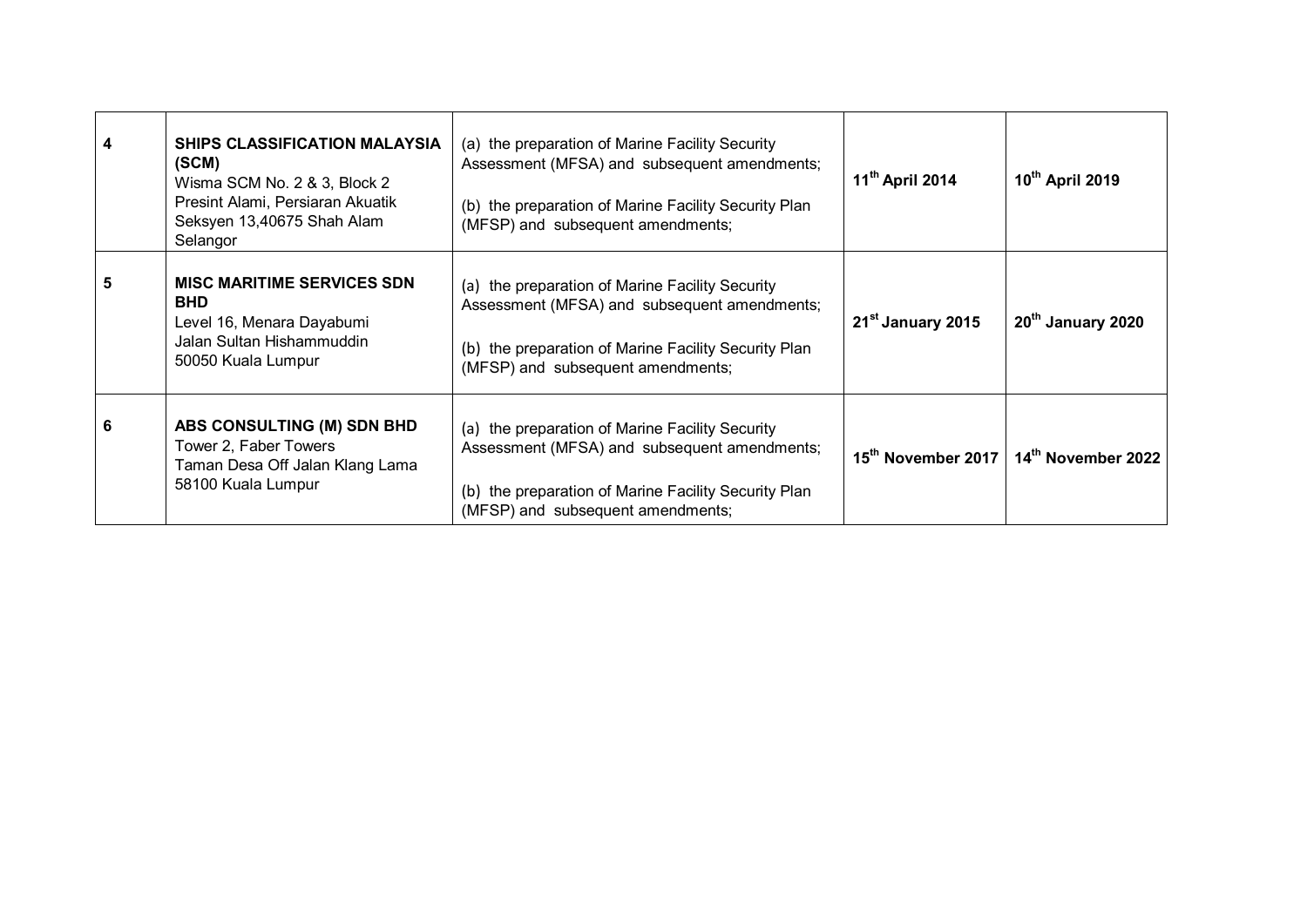| | | | | |
|---|---|---|---|---|
| **4** | **SHIPS CLASSIFICATION MALAYSIA (SCM)**<br>Wisma SCM No. 2 & 3, Block 2<br>Presint Alami, Persiaran Akuatik<br>Seksyen 13,40675 Shah Alam<br>Selangor | (a) the preparation of Marine Facility Security Assessment (MFSA) and subsequent amendments;<br><br>(b) the preparation of Marine Facility Security Plan (MFSP) and subsequent amendments; | **11th April 2014** | **10th April 2019** |
| **5** | **MISC MARITIME SERVICES SDN BHD**<br>Level 16, Menara Dayabumi<br>Jalan Sultan Hishammuddin<br>50050 Kuala Lumpur | (a) the preparation of Marine Facility Security Assessment (MFSA) and subsequent amendments;<br><br>(b) the preparation of Marine Facility Security Plan (MFSP) and subsequent amendments; | **21st January 2015** | **20th January 2020** |
| **6** | **ABS CONSULTING (M) SDN BHD**<br>Tower 2, Faber Towers<br>Taman Desa Off Jalan Klang Lama<br>58100 Kuala Lumpur | (a) the preparation of Marine Facility Security Assessment (MFSA) and subsequent amendments;<br><br>(b) the preparation of Marine Facility Security Plan (MFSP) and subsequent amendments; | **15th November 2017** | **14th November 2022** |